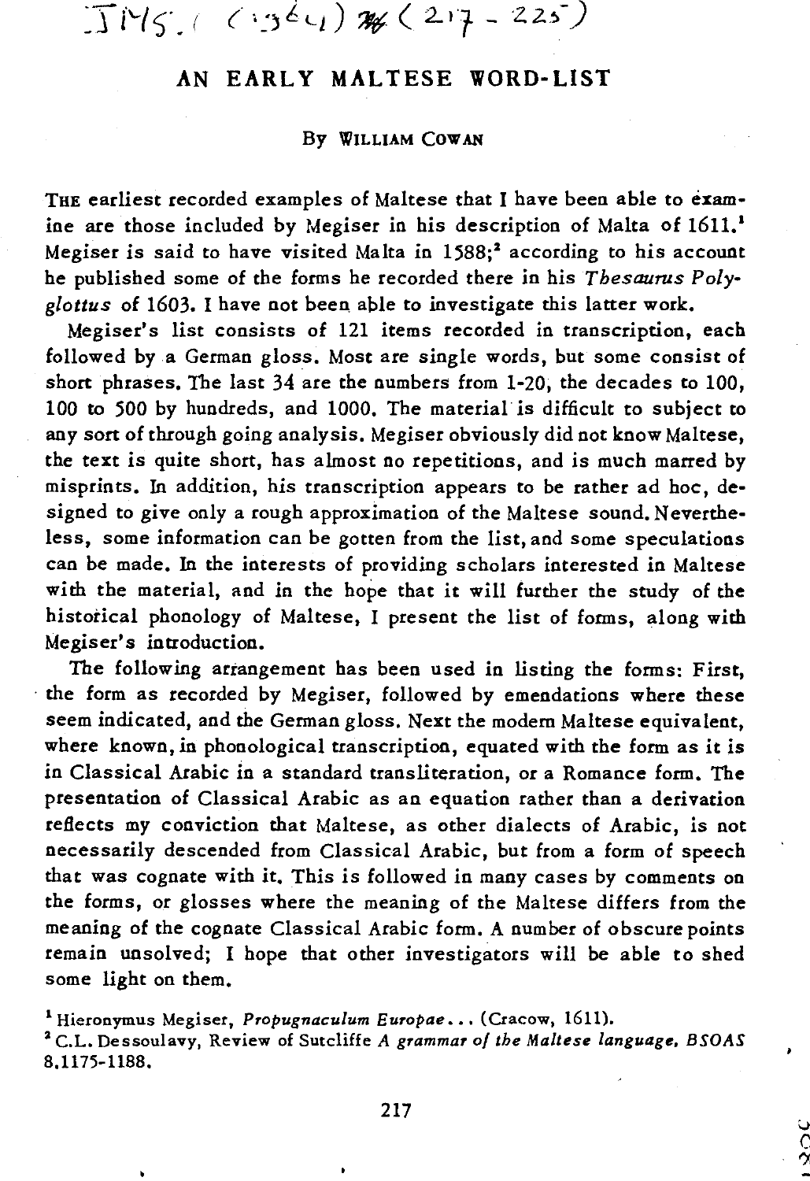# AN EARLY MALTESE WORD-LIST

By WILLIAM COWAN

THE earliest recorded examples of Maltese that I have been able to examine are those included by Megiser in his description of Malta of 1611.[1] Megiser is said to have visited Malta in 1588;[2] according to his account he published some of the forms he recorded there in his *Thesaurus Polyglottus* of 1603. I have not been able to investigate this latter work.

Megiser's list consists of 121 items recorded in transcription, each followed by a German gloss. Most are single words, but some consist of short phrases. The last 34 are the numbers from 1-20, the decades to 100, 100 to 500 by hundreds, and 1000. The material is difficult to subject to any sort of through going analysis. Megiser obviously did not know Maltese, the text is quite short, has almost no repetitions, and is much marred by misprints. In addition, his transcription appears to be rather ad hoc, designed to give only a rough approximation of the Maltese sound. Nevertheless, some information can be gotten from the list, and some speculations can be made. In the interests of providing scholars interested in Maltese with the material, and in the hope that it will further the study of the historical phonology of Maltese, I present the list of forms, along with Megiser's introduction.

The following arrangement has been used in listing the forms: First, the form as recorded by Megiser, followed by emendations where these seem indicated, and the German gloss. Next the modern Maltese equivalent, where known, in phonological transcription, equated with the form as it is in Classical Arabic in a standard transliteration, or a Romance form. The presentation of Classical Arabic as an equation rather than a derivation reflects my conviction that Maltese, as other dialects of Arabic, is not necessarily descended from Classical Arabic, but from a form of speech that was cognate with it. This is followed in many cases by comments on the forms, or glosses where the meaning of the Maltese differs from the meaning of the cognate Classical Arabic form. A number of obscure points remain unsolved; I hope that other investigators will be able to shed some light on them.

[1] Hieronymus Megiser, *Propugnaculum Europae...* (Cracow, 1611).

[2] C.L. Dessoulavy, Review of Sutcliffe *A grammar of the Maltese language, BSOAS* 8.1175-1188.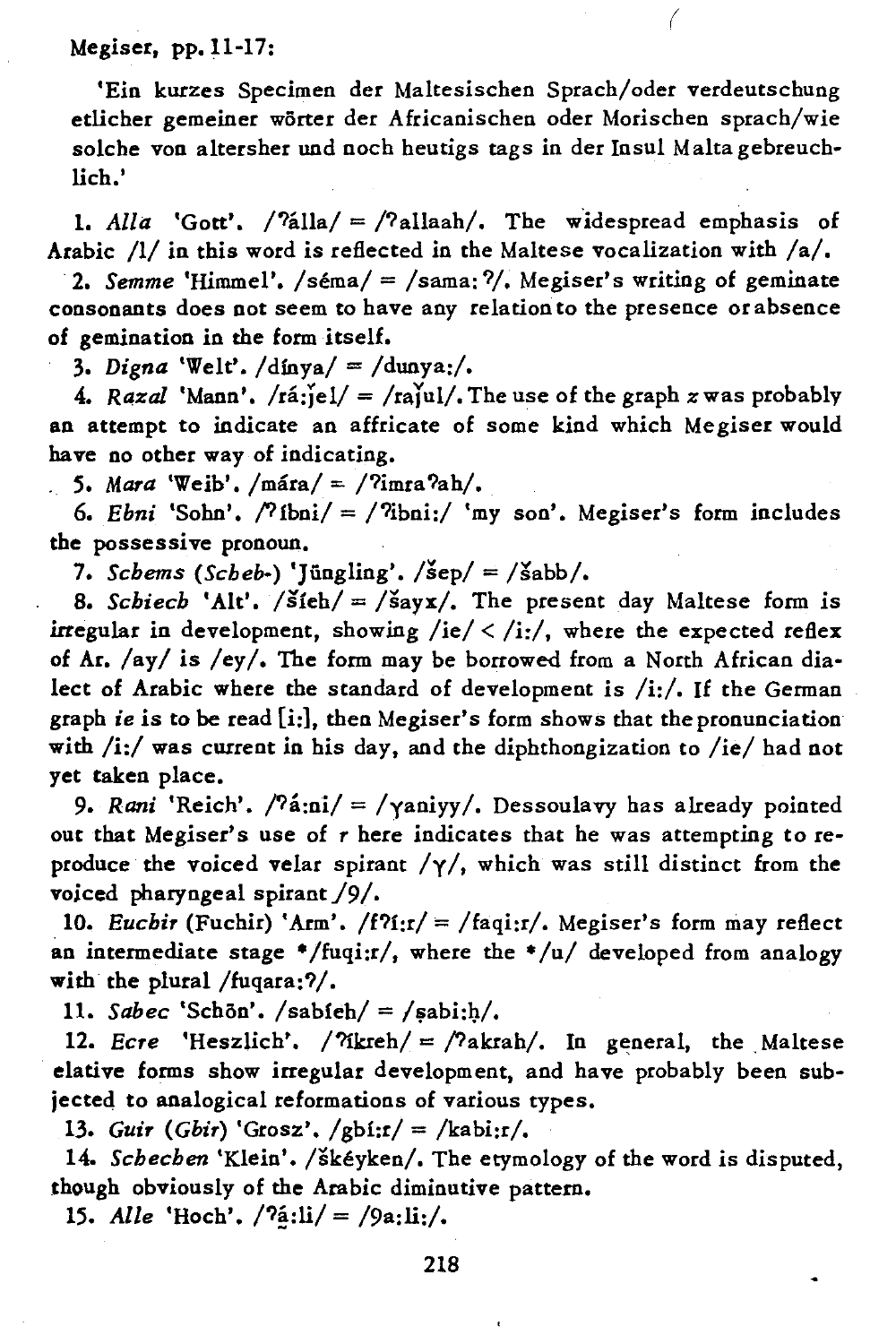Megiser, pp. 11-17:

'Ein kurzes Specimen der Maltesischen Sprach/oder verdeutschung etlicher gemeiner wörter der Africanischen oder Morischen sprach/wie solche von altersher und noch heutigs tags in der Insul Malta gebreuchlich.'

1. *Alla* 'Gott'. /ʔálla/ = /ʔallaah/. The widespread emphasis of Arabic /l/ in this word is reflected in the Maltese vocalization with /a/.

2. *Semme* 'Himmel'. /séma/ = /sama:ʔ/. Megiser's writing of geminate consonants does not seem to have any relation to the presence or absence of gemination in the form itself.

3. *Digna* 'Welt'. /dínya/ = /dunya:/.

4. *Razal* 'Mann'. /rá:ǰel/ = /raǰul/. The use of the graph *z* was probably an attempt to indicate an affricate of some kind which Megiser would have no other way of indicating.

5. *Mara* 'Weib'. /mára/ = /ʔimraʔah/.

6. *Ebni* 'Sohn'. /ʔíbni/ = /ʔibni:/ 'my son'. Megiser's form includes the possessive pronoun.

7. *Schems* (*Scheb-*) 'Jüngling'. /šep/ = /šabb/.

8. *Schiech* 'Alt'. /šíeh/ = /šayx/. The present day Maltese form is irregular in development, showing /ie/ < /i:/, where the expected reflex of Ar. /ay/ is /ey/. The form may be borrowed from a North African dialect of Arabic where the standard of development is /i:/. If the German graph *ie* is to be read [i:], then Megiser's form shows that the pronunciation with /i:/ was current in his day, and the diphthongization to /ie/ had not yet taken place.

9. *Rani* 'Reich'. /ʔá:ni/ = /ɣaniyy/. Dessoulavy has already pointed out that Megiser's use of *r* here indicates that he was attempting to reproduce the voiced velar spirant /ɣ/, which was still distinct from the voiced pharyngeal spirant /9/.

10. *Euchir* (Fuchir) 'Arm'. /fʔí:r/ = /faqi:r/. Megiser's form may reflect an intermediate stage \*/fuqi:r/, where the \*/u/ developed from analogy with the plural /fuqara:ʔ/.

11. *Sabec* 'Schön'. /sabíeh/ = /ṣabi:ḥ/.

12. *Ecre* 'Heszlich'. /ʔíkreh/ = /ʔakrah/. In general, the Maltese elative forms show irregular development, and have probably been subjected to analogical reformations of various types.

13. *Guir* (*Gbir*) 'Grosz'. /gbí:r/ = /kabi:r/.

14. *Schechen* 'Klein'. /škéyken/. The etymology of the word is disputed, though obviously of the Arabic diminutive pattern.

15. *Alle* 'Hoch'. /ʔa̱:li/ = /9a:li:/.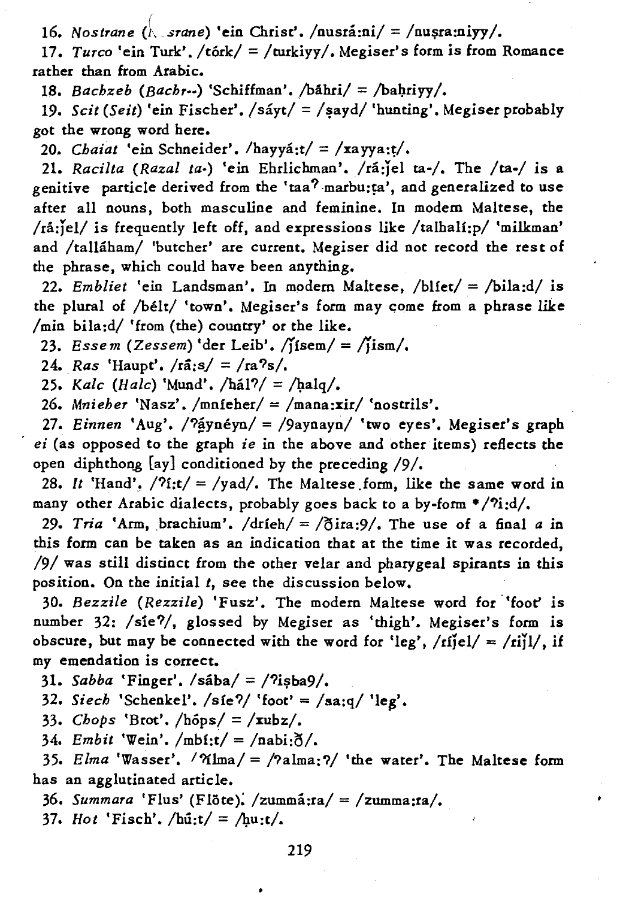16. *Nostrane* (*N. srane*) 'ein Christ'. /nusrá:ni/ = /nuṣra:niyy/.

17. *Turco* 'ein Turk'. /tórk/ = /turkiyy/. Megiser's form is from Romance rather than from Arabic.

18. *Bachzeb* (*Bachr--*) 'Schiffman'. /bâhri/ = /baḥriyy/.

19. *Scit* (*Seit*) 'ein Fischer'. /sáyt/ = /ṣayd/ 'hunting'. Megiser probably got the wrong word here.

20. *Chaiat* 'ein Schneider'. /hayyá:t/ = /xayya:ṭ/.

21. *Racilta* (*Razal ta-*) 'ein Ehrlichman'. /rá:ǰel ta-/. The /ta-/ is a genitive particle derived from the 'taaʔ-marbu:ṭa', and generalized to use after all nouns, both masculine and feminine. In modern Maltese, the /rá:ǰel/ is frequently left off, and expressions like /talhalí:p/ 'milkman' and /talláham/ 'butcher' are current. Megiser did not record the rest of the phrase, which could have been anything.

22. *Embliet* 'ein Landsman'. In modern Maltese, /blíet/ = /bila:d/ is the plural of /bélt/ 'town'. Megiser's form may come from a phrase like /min bila:d/ 'from (the) country' or the like.

23. *Essem* (*Zessem*) 'der Leib'. /ǰísem/ = /ǰism/.

24. *Ras* 'Haupt'. /râ:s/ = /raʔs/.

25. *Kalc* (*Halc*) 'Mund'. /hálʔ/ = /ḥalq/.

26. *Mnieber* 'Nasz'. /mníeher/ = /mana:xir/ 'nostrils'.

27. *Einnen* 'Aug'. /ʔâynéyn/ = /9aynayn/ 'two eyes'. Megiser's graph *ei* (as opposed to the graph *ie* in the above and other items) reflects the open diphthong [ay] conditioned by the preceding /9/.

28. *It* 'Hand'. /ʔí:t/ = /yad/. The Maltese form, like the same word in many other Arabic dialects, probably goes back to a by-form \*/ʔi:d/.

29. *Tria* 'Arm, brachium'. /dríeh/ = /ðira:9/. The use of a final *a* in this form can be taken as an indication that at the time it was recorded, /9/ was still distinct from the other velar and pharygeal spirants in this position. On the initial *t*, see the discussion below.

30. *Bezzile* (*Rezzile*) 'Fusz'. The modern Maltese word for 'foot' is number 32: /síeʔ/, glossed by Megiser as 'thigh'. Megiser's form is obscure, but may be connected with the word for 'leg', /ríǰel/ = /riǰl/, if my emendation is correct.

31. *Sabba* 'Finger'. /sába/ = /ʔiṣba9/.

32. *Siech* 'Schenkel'. /síeʔ/ 'foot' = /sa:q/ 'leg'.

33. *Chops* 'Brot'. /hóps/ = /xubz/.

34. *Embit* 'Wein'. /mbí:t/ = /nabi:ð/.

35. *Elma* 'Wasser'. /ʔílma/ = /ʔalma:ʔ/ 'the water'. The Maltese form has an agglutinated article.

36. *Summara* 'Flus' (Flöte). /zummá:ra/ = /zumma:ra/.

37. *Hot* 'Fisch'. /hú:t/ = /ḥu:t/.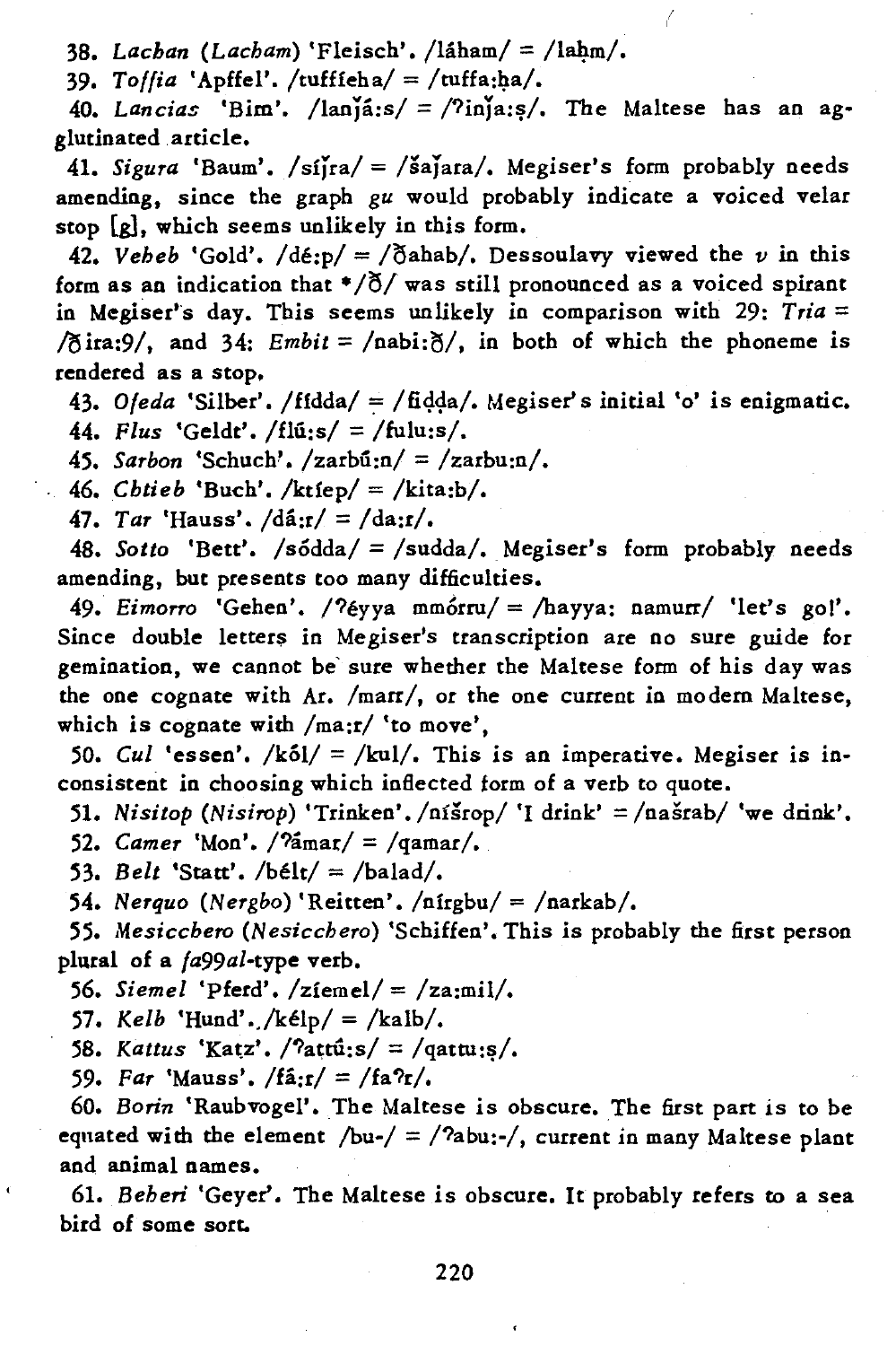38. *Lachan* (*Lacham*) 'Fleisch'. /láham/ = /laḥm/.

39. *Toffia* 'Apffel'. /tuffíeha/ = /tuffa:ḥa/.

40. *Lancias* 'Birn'. /lanǰá:s/ = /ʔinǰa:ṣ/. The Maltese has an agglutinated article.

41. *Sigura* 'Baum'. /síǰra/ = /šaǰara/. Megiser's form probably needs amending, since the graph *gu* would probably indicate a voiced velar stop [g], which seems unlikely in this form.

42. *Vebeb* 'Gold'. /dé:p/ = /ðahab/. Dessoulavy viewed the *v* in this form as an indication that */ð/ was still pronounced as a voiced spirant in Megiser's day. This seems unlikely in comparison with 29: *Tria* = /ðira:9/, and 34: *Embit* = /nabi:ð/, in both of which the phoneme is rendered as a stop.

43. *Ofeda* 'Silber'. /fídda/ = /fiḍḍa/. Megiser's initial 'o' is enigmatic.

44. *Flus* 'Geldt'. /flú:s/ = /fulu:s/.

45. *Sarbon* 'Schuch'. /zarbú:n/ = /zarbu:n/.

46. *Cbtieb* 'Buch'. /ktíep/ = /kita:b/.

47. *Tar* 'Hauss'. /dá:r/ = /da:r/.

48. *Sotto* 'Bett'. /sódda/ = /sudda/. Megiser's form probably needs amending, but presents too many difficulties.

49. *Eimorro* 'Gehen'. /ʔéyya mmórru/ = /hayya: namurr/ 'let's go!'. Since double letters in Megiser's transcription are no sure guide for gemination, we cannot be sure whether the Maltese form of his day was the one cognate with Ar. /marr/, or the one current in modern Maltese, which is cognate with /ma:r/ 'to move',

50. *Cul* 'essen'. /kól/ = /kul/. This is an imperative. Megiser is inconsistent in choosing which inflected form of a verb to quote.

51. *Nisitop* (*Nisirop*) 'Trinken'. /nísrop/ 'I drink' = /našrab/ 'we drink'.

52. *Camer* 'Mon'. /ʔámar/ = /qamar/.

53. *Belt* 'Statt'. /bélt/ = /balad/.

54. *Nerquo* (*Nergbo*) 'Reitten'. /nírgbu/ = /narkab/.

55. *Mesicchero* (*Nesicchero*) 'Schiffen'. This is probably the first person plural of a *fa99al*-type verb.

56. *Siemel* 'Pferd'. /zíemel/ = /za:mil/.

57. *Kelb* 'Hund'. /kélp/ = /kalb/.

58. *Kattus* 'Katz'. /ʔattú:s/ = /qattu:ṣ/.

59. *Far* 'Mauss'. /fá:r/ = /faʔr/.

60. *Borin* 'Raubvogel'. The Maltese is obscure. The first part is to be equated with the element /bu-/ = /ʔabu:-/, current in many Maltese plant and animal names.

61. *Beberi* 'Geyer'. The Maltese is obscure. It probably refers to a sea bird of some sort.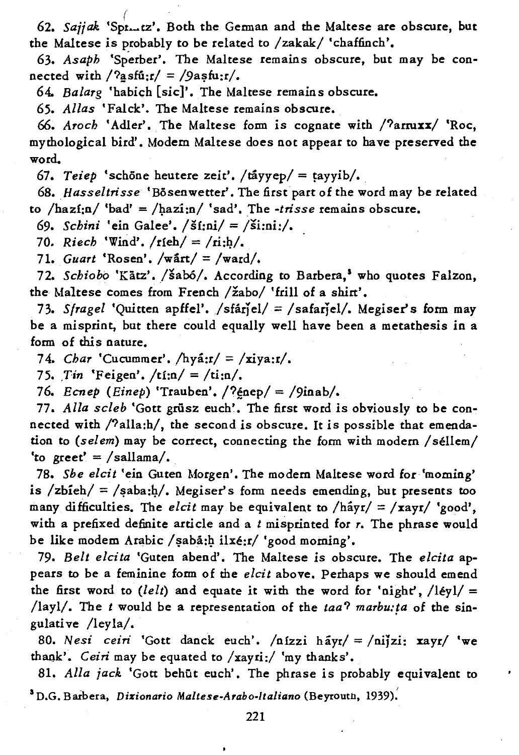62. *Sajjak* 'Spr...tz'. Both the German and the Maltese are obscure, but the Maltese is probably to be related to /zakak/ 'chaffinch'.

63. *Asaph* 'Sperber'. The Maltese remains obscure, but may be connected with /ʔasfú:r/ = /9asfu:r/.

64. *Balarg* 'habich [sic]'. The Maltese remains obscure.

65. *Allas* 'Falck'. The Maltese remains obscure.

66. *Aroch* 'Adler'. The Maltese form is cognate with /ʔarruxx/ 'Roc, mythological bird'. Modern Maltese does not appear to have preserved the word.

67. *Teiep* 'schöne heutere zeit'. /tâyyep/ = ṭayyib/.

68. *Hasseltrisse* 'Bösenwetter'. The first part of the word may be related to /hazí:n/ 'bad' = /ḥazi:n/ 'sad'. The *-trisse* remains obscure.

69. *Schini* 'ein Galee'. /ší:ni/ = /ši:ni:/.

70. *Riech* 'Wind'. /ríeh/ = /ri:ḥ/.

71. *Guart* 'Rosen'. /wârt/ = /ward/.

72. *Schiobo* 'Kätz'. /šabó/. According to Barbera,[3] who quotes Falzon, the Maltese comes from French /žabo/ 'frill of a shirt'.

73. *Sfragel* 'Quitten apffel'. /sfárǰel/ = /safarǰel/. Megiser's form may be a misprint, but there could equally well have been a metathesis in a form of this nature.

74. *Char* 'Cucummer'. /hyá:r/ = /xiya:r/.

75. *Tin* 'Feigen'. /tí:n/ = /ti:n/.

76. *Ecnep* (*Einep*) 'Trauben'. /ʔénep/ = /9inab/.

77. *Alla scleb* 'Gott grüsz euch'. The first word is obviously to be connected with /ʔalla:h/, the second is obscure. It is possible that emendation to (*selem*) may be correct, connecting the form with modern /séllem/ 'to greet' = /sallama/.

78. *Sbe elcit* 'ein Guten Morgen'. The modern Maltese word for 'morning' is /zbíeh/ = /ṣaba:ḥ/. Megiser's form needs emending, but presents too many difficulties. The *elcit* may be equivalent to /hâyr/ = /xayr/ 'good', with a prefixed definite article and a *t* misprinted for *r*. The phrase would be like modern Arabic /ṣabâ:ḥ ilxé:r/ 'good morning'.

79. *Belt elcita* 'Guten abend'. The Maltese is obscure. The *elcita* appears to be a feminine form of the *elcit* above. Perhaps we should emend the first word to (*lelt*) and equate it with the word for 'night', /léyl/ = /layl/. The *t* would be a representation of the *taaʔ marbu:ṭa* of the singulative /leyla/.

80. *Nesi ceiri* 'Gott danck euch'. /nízzi hâyr/ = /niǰzi: xayr/ 'we thank'. *Ceiri* may be equated to /xayri:/ 'my thanks'.

81. *Alla jack* 'Gott behüt euch'. The phrase is probably equivalent to

[3] D.G. Barbera, *Dizionario Maltese-Arabo-Italiano* (Beyrouth, 1939).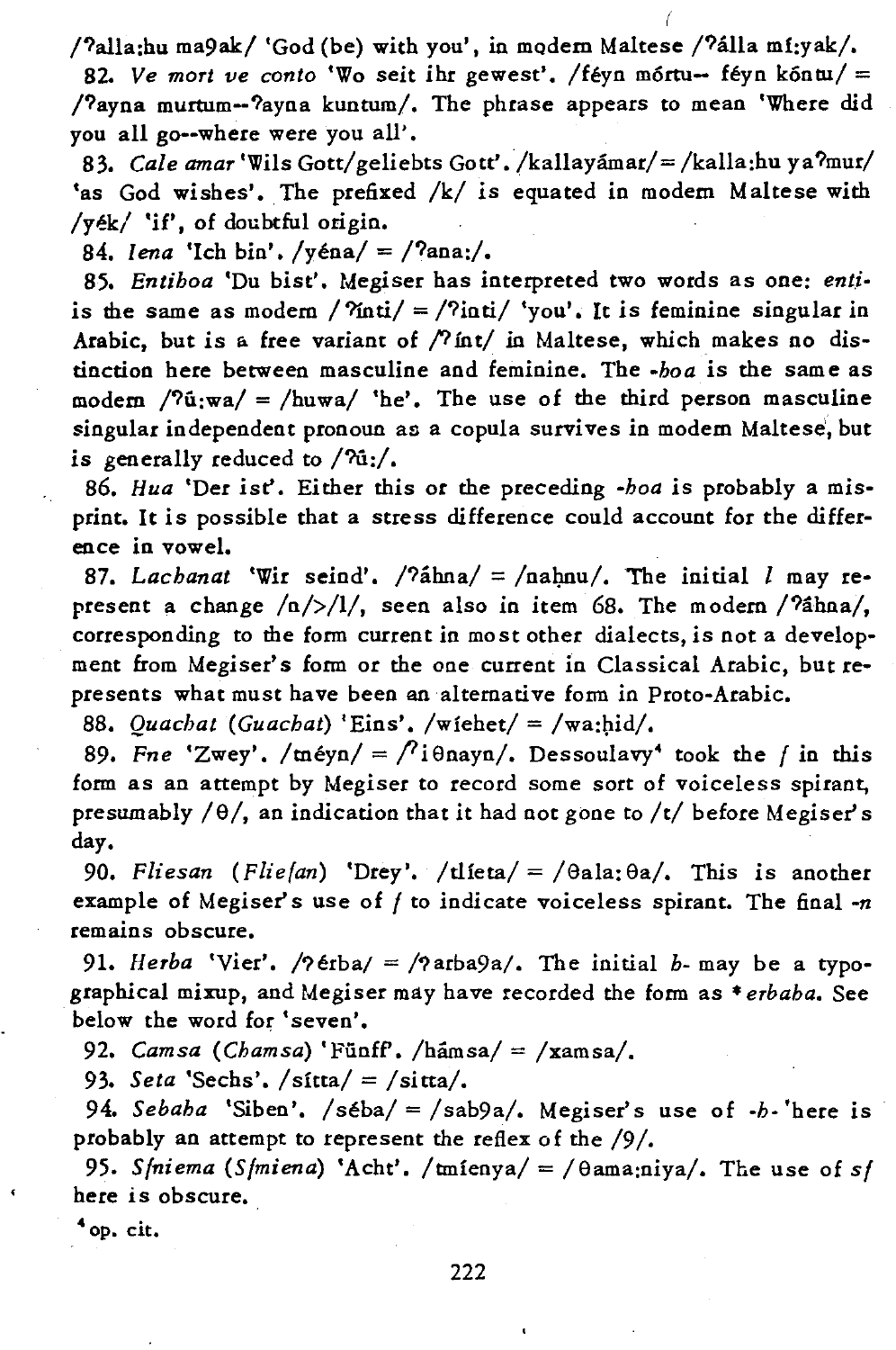/ʔalla:hu ma9ak/ 'God (be) with you', in modern Maltese /ʔálla mí:yak/.

82. *Ve mort ve conto* 'Wo seit ihr gewest'. /féyn mórtu-- féyn kõntu/ = /ʔayna murtum--ʔayna kuntum/. The phrase appears to mean 'Where did you all go--where were you all'.

83. *Cale amar* 'Wils Gott/geliebts Gott'. /kallayámar/ = /kalla:hu yaʔmur/ 'as God wishes'. The prefixed /k/ is equated in modern Maltese with /yék/ 'if', of doubtful origin.

84. *Iena* 'Ich bin'. /yéna/ = /ʔana:/.

85. *Entiboa* 'Du bist'. Megiser has interpreted two words as one: *enti-* is the same as modern /ʔínti/ = /ʔinti/ 'you'. It is feminine singular in Arabic, but is a free variant of /ʔínt/ in Maltese, which makes no distinction here between masculine and feminine. The *-boa* is the same as modern /ʔú:wa/ = /huwa/ 'he'. The use of the third person masculine singular independent pronoun as a copula survives in modern Maltese, but is generally reduced to /ʔú:/.

86. *Hua* 'Der ist'. Either this or the preceding *-boa* is probably a misprint. It is possible that a stress difference could account for the difference in vowel.

87. *Lachanat* 'Wir seind'. /ʔáhna/ = /naḥnu/. The initial *l* may represent a change /n/>/l/, seen also in item 68. The modern /ʔâhna/, corresponding to the form current in most other dialects, is not a development from Megiser's form or the one current in Classical Arabic, but represents what must have been an alternative form in Proto-Arabic.

88. *Quachat* (*Guachat*) 'Eins'. /wíehet/ = /wa:ḥid/.

89. *Fne* 'Zwey'. /tnéyn/ = /ʔiθnayn/. Dessoulavy[4] took the *f* in this form as an attempt by Megiser to record some sort of voiceless spirant, presumably /θ/, an indication that it had not gone to /t/ before Megiser's day.

90. *Fliesan* (*Fliefan*) 'Drey'. /tlíeta/ = /θala:θa/. This is another example of Megiser's use of *f* to indicate voiceless spirant. The final *-n* remains obscure.

91. *Herba* 'Vier'. /ʔérba/ = /ʔarba9a/. The initial *h-* may be a typographical mixup, and Megiser may have recorded the form as \**erbaba*. See below the word for 'seven'.

92. *Camsa* (*Chamsa*) 'Fünff'. /hámsa/ = /xamsa/.

93. *Seta* 'Sechs'. /sítta/ = /sitta/.

94. *Sebaha* 'Siben'. /séba/ = /sab9a/. Megiser's use of *-h-* here is probably an attempt to represent the reflex of the /9/.

95. *Sfniema* (*Sfmiena*) 'Acht'. /tmíenya/ = /θama:niya/. The use of *sf* here is obscure.

[4] op. cit.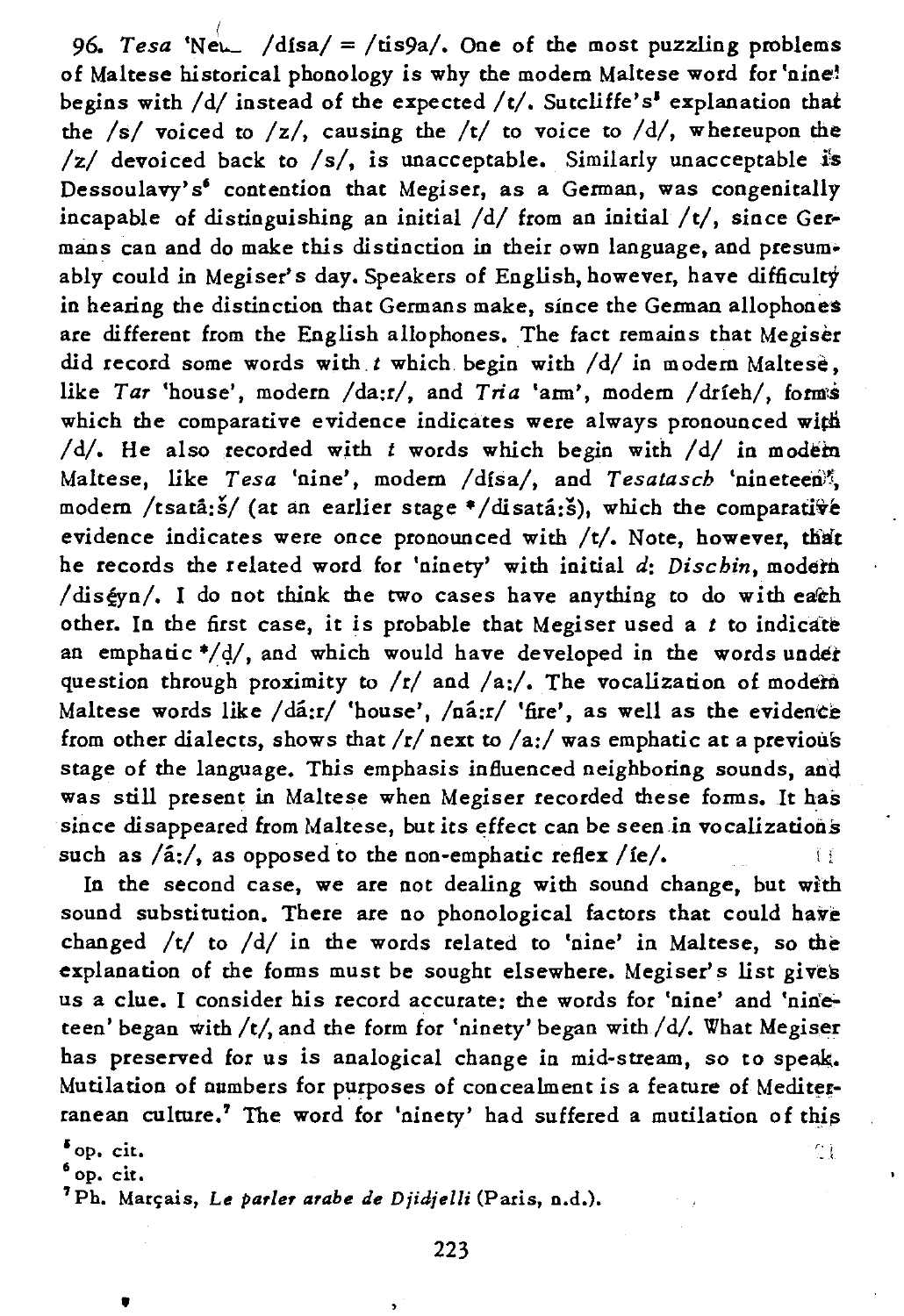96. *Tesa* 'Nine' /dísa/ = /tis9a/. One of the most puzzling problems of Maltese historical phonology is why the modern Maltese word for 'nine' begins with /d/ instead of the expected /t/. Sutcliffe's[5] explanation that the /s/ voiced to /z/, causing the /t/ to voice to /d/, whereupon the /z/ devoiced back to /s/, is unacceptable. Similarly unacceptable is Dessoulavy's[6] contention that Megiser, as a German, was congenitally incapable of distinguishing an initial /d/ from an initial /t/, since Germans can and do make this distinction in their own language, and presumably could in Megiser's day. Speakers of English, however, have difficulty in hearing the distinction that Germans make, since the German allophones are different from the English allophones. The fact remains that Megiser did record some words with *t* which begin with /d/ in modern Maltese, like *Tar* 'house', modern /da:r/, and *Tria* 'arm', modern /dríeh/, forms which the comparative evidence indicates were always pronounced with /d/. He also recorded with *t* words which begin with /d/ in modern Maltese, like *Tesa* 'nine', modern /dísa/, and *Tesatasch* 'nineteen', modern /tsatâ:š/ (at an earlier stage */disatá:š), which the comparative evidence indicates were once pronounced with /t/. Note, however, that he records the related word for 'ninety' with initial *d*: *Dischin*, modern /disǵyn/. I do not think the two cases have anything to do with each other. In the first case, it is probable that Megiser used a *t* to indicate an emphatic */ḍ/, and which would have developed in the words under question through proximity to /r/ and /a:/. The vocalization of modern Maltese words like /dá:r/ 'house', /ná:r/ 'fire', as well as the evidence from other dialects, shows that /r/ next to /a:/ was emphatic at a previous stage of the language. This emphasis influenced neighboring sounds, and was still present in Maltese when Megiser recorded these forms. It has since disappeared from Maltese, but its effect can be seen in vocalizations such as /á:/, as opposed to the non-emphatic reflex /íe/.

In the second case, we are not dealing with sound change, but with sound substitution. There are no phonological factors that could have changed /t/ to /d/ in the words related to 'nine' in Maltese, so the explanation of the forms must be sought elsewhere. Megiser's list gives us a clue. I consider his record accurate: the words for 'nine' and 'nineteen' began with /t/, and the form for 'ninety' began with /d/. What Megiser has preserved for us is analogical change in mid-stream, so to speak. Mutilation of numbers for purposes of concealment is a feature of Mediterranean culture.[7] The word for 'ninety' had suffered a mutilation of this

[5] op. cit.

[6] op. cit.

[7] Ph. Marçais, *Le parler arabe de Djidjelli* (Paris, n.d.).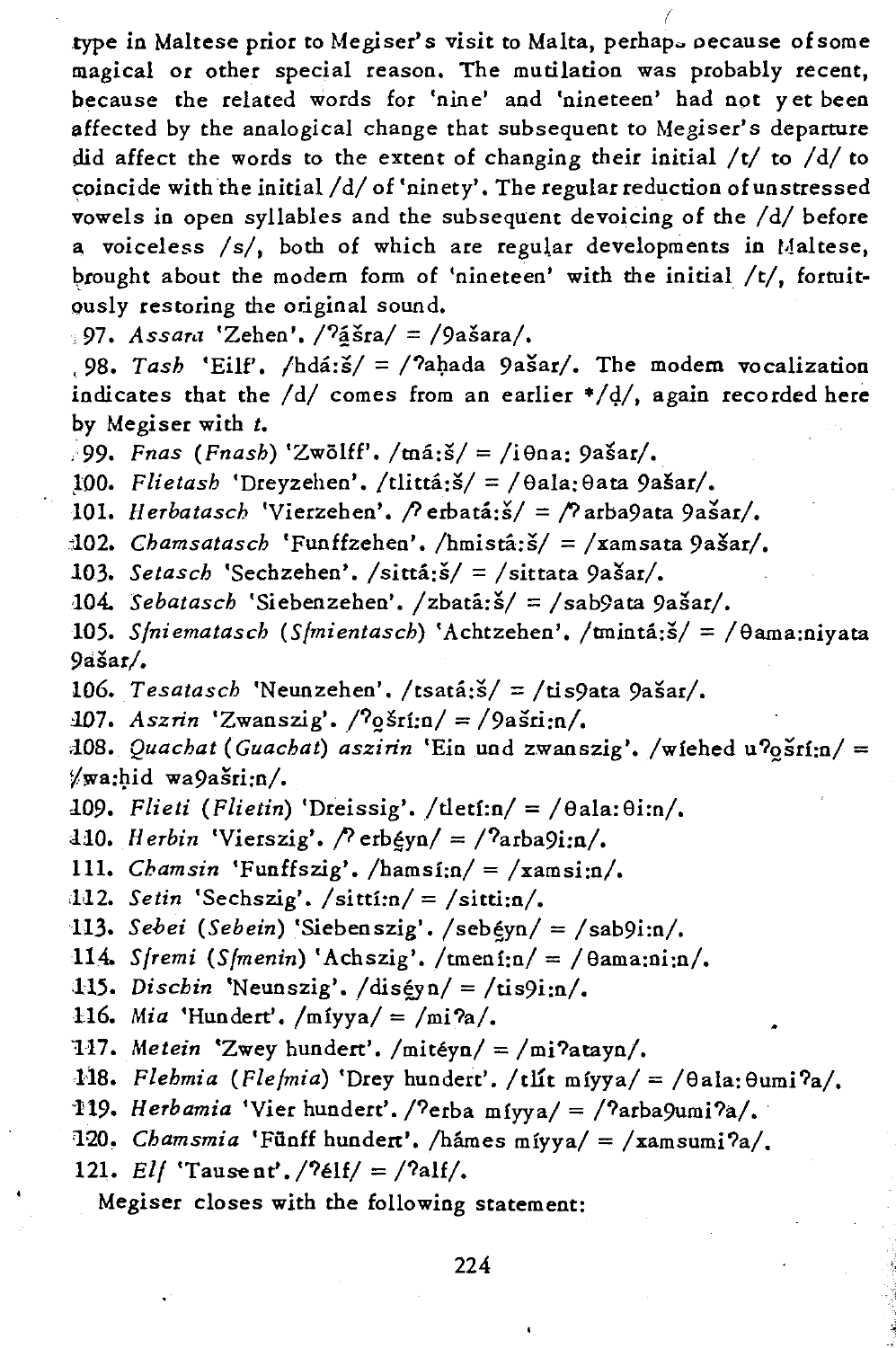type in Maltese prior to Megiser's visit to Malta, perhaps because of some magical or other special reason. The mutilation was probably recent, because the related words for 'nine' and 'nineteen' had not yet been affected by the analogical change that subsequent to Megiser's departure did affect the words to the extent of changing their initial /t/ to /d/ to coincide with the initial /d/ of 'ninety'. The regular reduction of unstressed vowels in open syllables and the subsequent devoicing of the /d/ before a voiceless /s/, both of which are regular developments in Maltese, brought about the modern form of 'nineteen' with the initial /t/, fortuitously restoring the original sound.

97. *Assara* 'Zehen'. /ʔā̱šra/ = /9ašara/.

98. *Tash* 'Eilf'. /hdá:š/ = /ʔaḥada 9ašar/. The modern vocalization indicates that the /d/ comes from an earlier \*/ḍ/, again recorded here by Megiser with *t*.

99. *Fnas* (*Fnash*) 'Zwölff'. /tná:š/ = /iθna: 9ašar/.

100. *Flietash* 'Dreyzehen'. /tlittá:š/ = /θala:θata 9ašar/.

101. *Herbatasch* 'Vierzehen'. /ʔerbatá:š/ = /ʔarba9ata 9ašar/.

102. *Chamsatasch* 'Funffzehen'. /hmistá:š/ = /xamsata 9ašar/.

103. *Setasch* 'Sechzehen'. /sittá:š/ = /sittata 9ašar/.

104. *Sebatasch* 'Siebenzehen'. /zbatá:š/ = /sab9ata 9ašar/.

105. *Sfniematasch* (*Sfmientasch*) 'Achtzehen'. /tmintá:š/ = /θama:niyata 9ašar/.

106. *Tesatasch* 'Neunzehen'. /tsatá:š/ = /tis9ata 9ašar/.

107. *Aszrin* 'Zwanszig'. /ʔo̱šrí:n/ = /9ašri:n/.

108. *Quachat* (*Guachat*) *aszirin* 'Ein und zwanszig'. /wíehed uʔo̱šrí:n/ = /wa:ḥid wa9ašri:n/.

109. *Flieti* (*Flietin*) 'Dreissig'. /tletí:n/ = /θala:θi:n/.

110. *Herbin* 'Vierszig'. /ʔerbé̱yn/ = /ʔarba9i:n/.

111. *Chamsin* 'Funffszig'. /hamsí:n/ = /xamsi:n/.

112. *Setin* 'Sechszig'. /sittí:n/ = /sitti:n/.

113. *Sebei* (*Sebein*) 'Siebenszig'. /sebé̱yn/ = /sab9i:n/.

114. *Sfremi* (*Sfmenin*) 'Achszig'. /tmení:n/ = /θama:ni:n/.

115. *Dischin* 'Neunszig'. /disé̱yn/ = /tis9i:n/.

116. *Mia* 'Hundert'. /míyya/ = /miʔa/.

117. *Metein* 'Zwey hundert'. /mitéyn/ = /miʔatayn/.

118. *Flehmia* (*Flefmia*) 'Drey hundert'. /tlīt míyya/ = /θala:θumiʔa/.

119. *Herbamia* 'Vier hundert'. /ʔerba míyya/ = /ʔarba9umiʔa/.

120. *Chamsmia* 'Fünff hundert'. /hámes míyya/ = /xamsumiʔa/.

121. *Elf* 'Tausent'. /ʔélf/ = /ʔalf/.

Megiser closes with the following statement: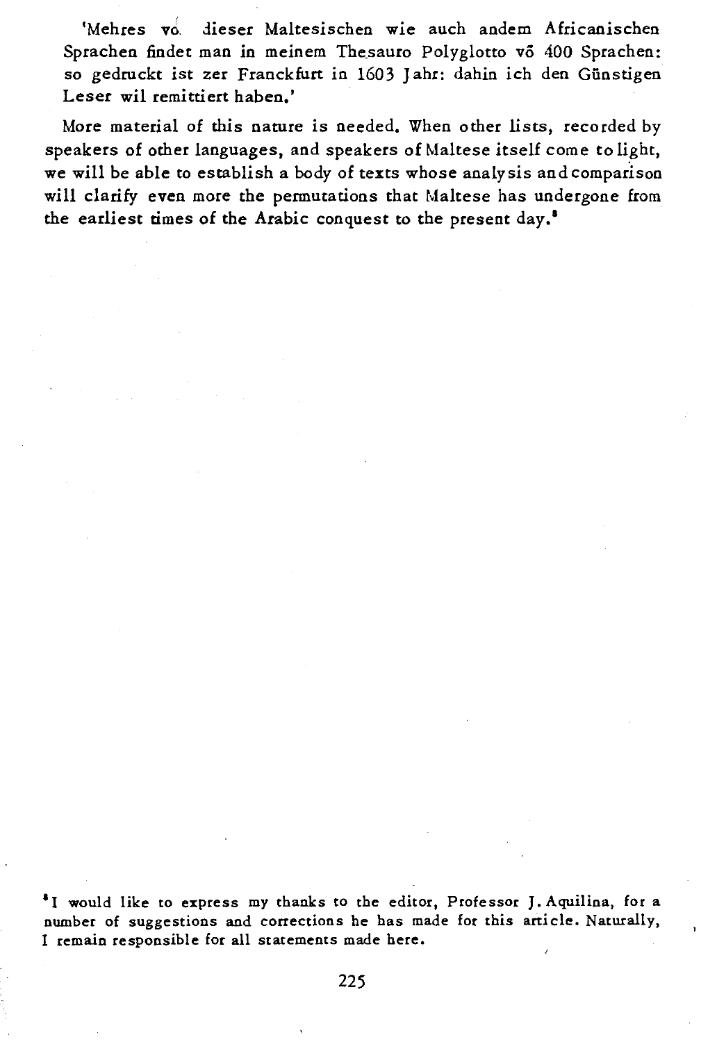'Mehres vó dieser Maltesischen wie auch andem Africanischen Sprachen findet man in meinem Thesauro Polyglotto vō 400 Sprachen: so gedruckt ist zer Franckfurt in 1603 Jahr: dahin ich den Günstigen Leser wil remittiert haben.'

More material of this nature is needed. When other lists, recorded by speakers of other languages, and speakers of Maltese itself come to light, we will be able to establish a body of texts whose analysis and comparison will clarify even more the permutations that Maltese has undergone from the earliest times of the Arabic conquest to the present day.[8]

[8] I would like to express my thanks to the editor, Professor J. Aquilina, for a number of suggestions and corrections he has made for this article. Naturally, I remain responsible for all statements made here.